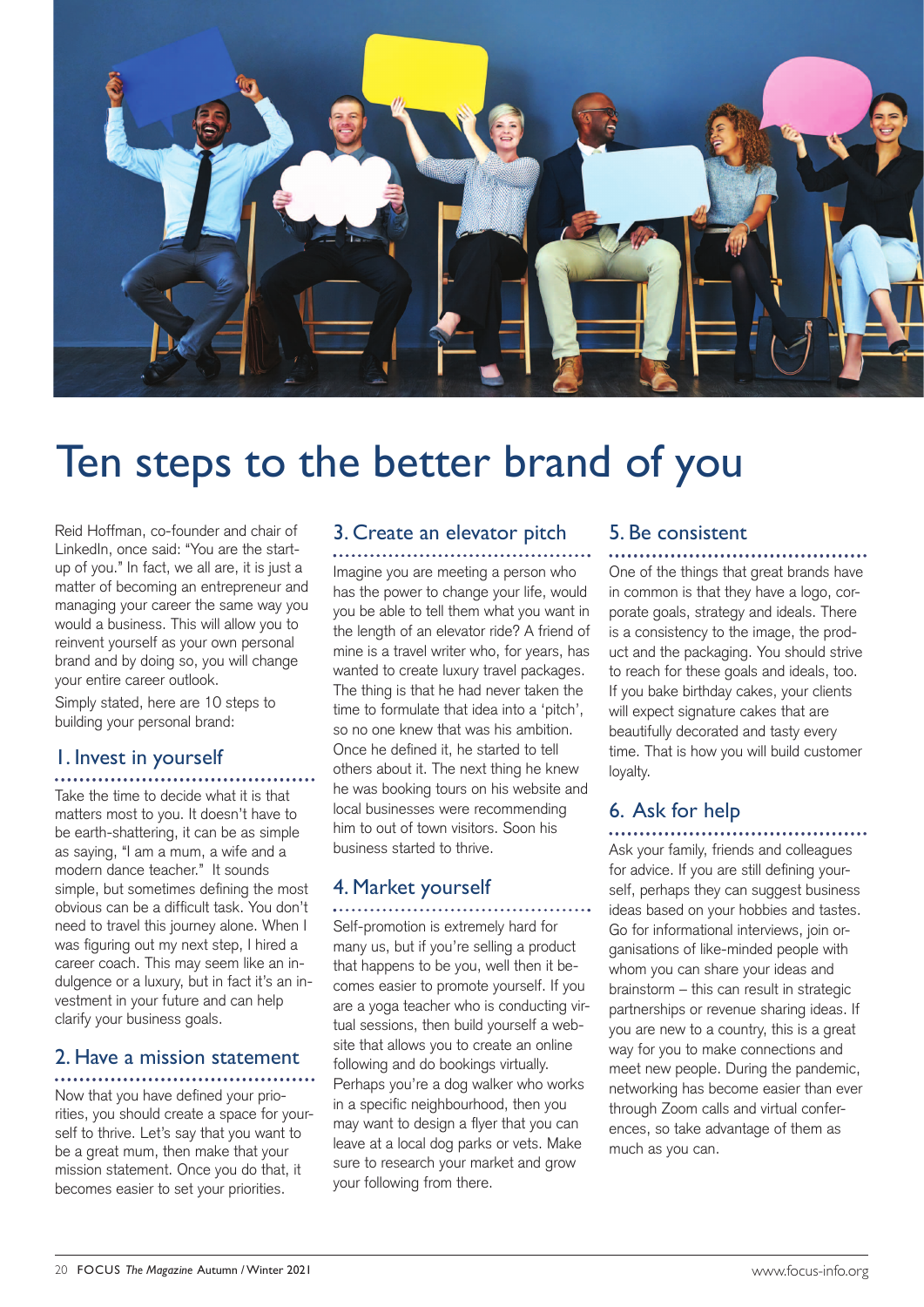# Ten steps to the better brand of you

Reid Hoffman, co-founder and chair of LinkedIn, once said: "You are the start-up of you." In fact, we all are, it is just a matter of becoming an entrepreneur and managing your career the same way you would a business. This will allow you to reinvent yourself as your own personal brand and by doing so, you will change your entire career outlook.

Simply stated, here are 10 steps to building your personal brand:

## 1. Invest in yourself

Take the time to decide what it is that matters most to you. It doesn't have to be earth-shattering, it can be as simple as saying, "I am a mum, a wife and a modern dance teacher." It sounds simple, but sometimes defining the most obvious can be a difficult task. You don't need to travel this journey alone. When I was figuring out my next step, I hired a career coach. This may seem like an indulgence or a luxury, but in fact it's an investment in your future and can help clarify your business goals.

## 2. Have a mission statement

Now that you have defined your priorities, you should create a space for yourself to thrive. Let's say that you want to be a great mum, then make that your mission statement. Once you do that, it becomes easier to set your priorities.

## 3. Create an elevator pitch

Imagine you are meeting a person who has the power to change your life, would you be able to tell them what you want in the length of an elevator ride? A friend of mine is a travel writer who, for years, has wanted to create luxury travel packages. The thing is that he had never taken the time to formulate that idea into a 'pitch', so no one knew that was his ambition. Once he defined it, he started to tell others about it. The next thing he knew he was booking tours on his website and local businesses were recommending him to out of town visitors. Soon his business started to thrive.

## 4. Market yourself

Self-promotion is extremely hard for many us, but if you're selling a product that happens to be you, well then it becomes easier to promote yourself. If you are a yoga teacher who is conducting virtual sessions, then build yourself a website that allows you to create an online following and do bookings virtually. Perhaps you're a dog walker who works in a specific neighbourhood, then you may want to design a flyer that you can leave at a local dog parks or vets. Make sure to research your market and grow your following from there.

## 5. Be consistent

One of the things that great brands have in common is that they have a logo, corporate goals, strategy and ideals. There is a consistency to the image, the product and the packaging. You should strive to reach for these goals and ideals, too. If you bake birthday cakes, your clients will expect signature cakes that are beautifully decorated and tasty every time. That is how you will build customer loyalty.

## 6. Ask for help

Ask your family, friends and colleagues for advice. If you are still defining yourself, perhaps they can suggest business ideas based on your hobbies and tastes. Go for informational interviews, join organisations of like-minded people with whom you can share your ideas and brainstorm – this can result in strategic partnerships or revenue sharing ideas. If you are new to a country, this is a great way for you to make connections and meet new people. During the pandemic, networking has become easier than ever through Zoom calls and virtual conferences, so take advantage of them as much as you can.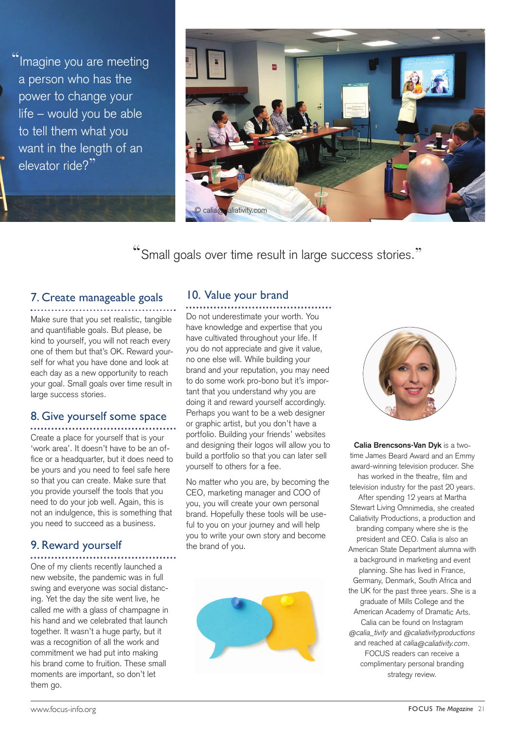"Imagine you are meeting a person who has the power to change your life – would you be able to tell them what you want in the length of an elevator ride?"

© calia@caliativity.com

"Small goals over time result in large success stories."

## 7. Create manageable goals

Make sure that you set realistic, tangible and quantifiable goals. But please, be kind to yourself, you will not reach every one of them but that's OK. Reward yourself for what you have done and look at each day as a new opportunity to reach your goal. Small goals over time result in large success stories.

## 8. Give yourself some space

Create a place for yourself that is your 'work area'. It doesn't have to be an office or a headquarter, but it does need to be yours and you need to feel safe here so that you can create. Make sure that you provide yourself the tools that you need to do your job well. Again, this is not an indulgence, this is something that you need to succeed as a business.

## 9. Reward yourself

One of my clients recently launched a new website, the pandemic was in full swing and everyone was social distancing. Yet the day the site went live, he called me with a glass of champagne in his hand and we celebrated that launch together. It wasn't a huge party, but it was a recognition of all the work and commitment we had put into making his brand come to fruition. These small moments are important, so don't let them go.

## 10. Value your brand

Do not underestimate your worth. You have knowledge and expertise that you have cultivated throughout your life. If you do not appreciate and give it value, no one else will. While building your brand and your reputation, you may need to do some work pro-bono but it's important that you understand why you are doing it and reward yourself accordingly. Perhaps you want to be a web designer or graphic artist, but you don't have a portfolio. Building your friends' websites and designing their logos will allow you to build a portfolio so that you can later sell yourself to others for a fee.

No matter who you are, by becoming the CEO, marketing manager and COO of you, you will create your own personal brand. Hopefully these tools will be useful to you on your journey and will help you to write your own story and become the brand of you.

**Calia Brencsons-Van Dyk** is a two-time James Beard Award and an Emmy award-winning television producer. She has worked in the theatre, film and television industry for the past 20 years. After spending 12 years at Martha Stewart Living Omnimedia, she created Caliativity Productions, a production and branding company where she is the president and CEO. Calia is also an American State Department alumna with a background in marketing and event planning. She has lived in France, Germany, Denmark, South Africa and the UK for the past three years. She is a graduate of Mills College and the American Academy of Dramatic Arts. Calia can be found on Instagram *@calia_tivity* and *@caliativityproductions* and reached at *calia@caliativity.com*. FOCUS readers can receive a complimentary personal branding strategy review.